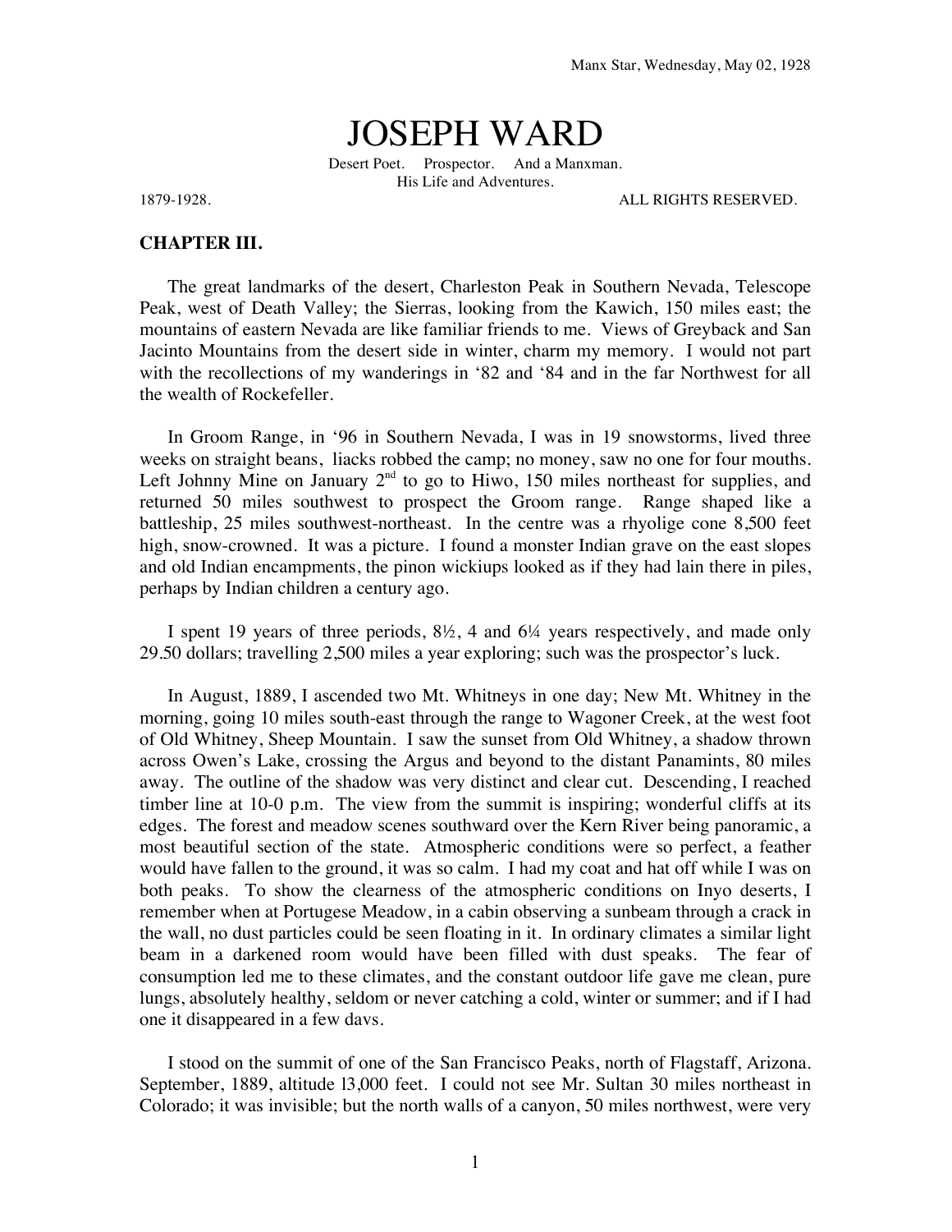Manx Star, Wednesday, May 02, 1928

# JOSEPH WARD

Desert Poet. Prospector. And a Manxman.
His Life and Adventures.

1879-1928. ALL RIGHTS RESERVED.

## CHAPTER III.

The great landmarks of the desert, Charleston Peak in Southern Nevada, Telescope Peak, west of Death Valley; the Sierras, looking from the Kawich, 150 miles east; the mountains of eastern Nevada are like familiar friends to me. Views of Greyback and San Jacinto Mountains from the desert side in winter, charm my memory. I would not part with the recollections of my wanderings in '82 and '84 and in the far Northwest for all the wealth of Rockefeller.

In Groom Range, in '96 in Southern Nevada, I was in 19 snowstorms, lived three weeks on straight beans, liacks robbed the camp; no money, saw no one for four mouths. Left Johnny Mine on January 2nd to go to Hiwo, 150 miles northeast for supplies, and returned 50 miles southwest to prospect the Groom range. Range shaped like a battleship, 25 miles southwest-northeast. In the centre was a rhyolige cone 8,500 feet high, snow-crowned. It was a picture. I found a monster Indian grave on the east slopes and old Indian encampments, the pinon wickiups looked as if they had lain there in piles, perhaps by Indian children a century ago.

I spent 19 years of three periods, 8½, 4 and 6¼ years respectively, and made only 29.50 dollars; travelling 2,500 miles a year exploring; such was the prospector's luck.

In August, 1889, I ascended two Mt. Whitneys in one day; New Mt. Whitney in the morning, going 10 miles south-east through the range to Wagoner Creek, at the west foot of Old Whitney, Sheep Mountain. I saw the sunset from Old Whitney, a shadow thrown across Owen's Lake, crossing the Argus and beyond to the distant Panamints, 80 miles away. The outline of the shadow was very distinct and clear cut. Descending, I reached timber line at 10-0 p.m. The view from the summit is inspiring; wonderful cliffs at its edges. The forest and meadow scenes southward over the Kern River being panoramic, a most beautiful section of the state. Atmospheric conditions were so perfect, a feather would have fallen to the ground, it was so calm. I had my coat and hat off while I was on both peaks. To show the clearness of the atmospheric conditions on Inyo deserts, I remember when at Portugese Meadow, in a cabin observing a sunbeam through a crack in the wall, no dust particles could be seen floating in it. In ordinary climates a similar light beam in a darkened room would have been filled with dust speaks. The fear of consumption led me to these climates, and the constant outdoor life gave me clean, pure lungs, absolutely healthy, seldom or never catching a cold, winter or summer; and if I had one it disappeared in a few davs.

I stood on the summit of one of the San Francisco Peaks, north of Flagstaff, Arizona. September, 1889, altitude 13,000 feet. I could not see Mr. Sultan 30 miles northeast in Colorado; it was invisible; but the north walls of a canyon, 50 miles northwest, were very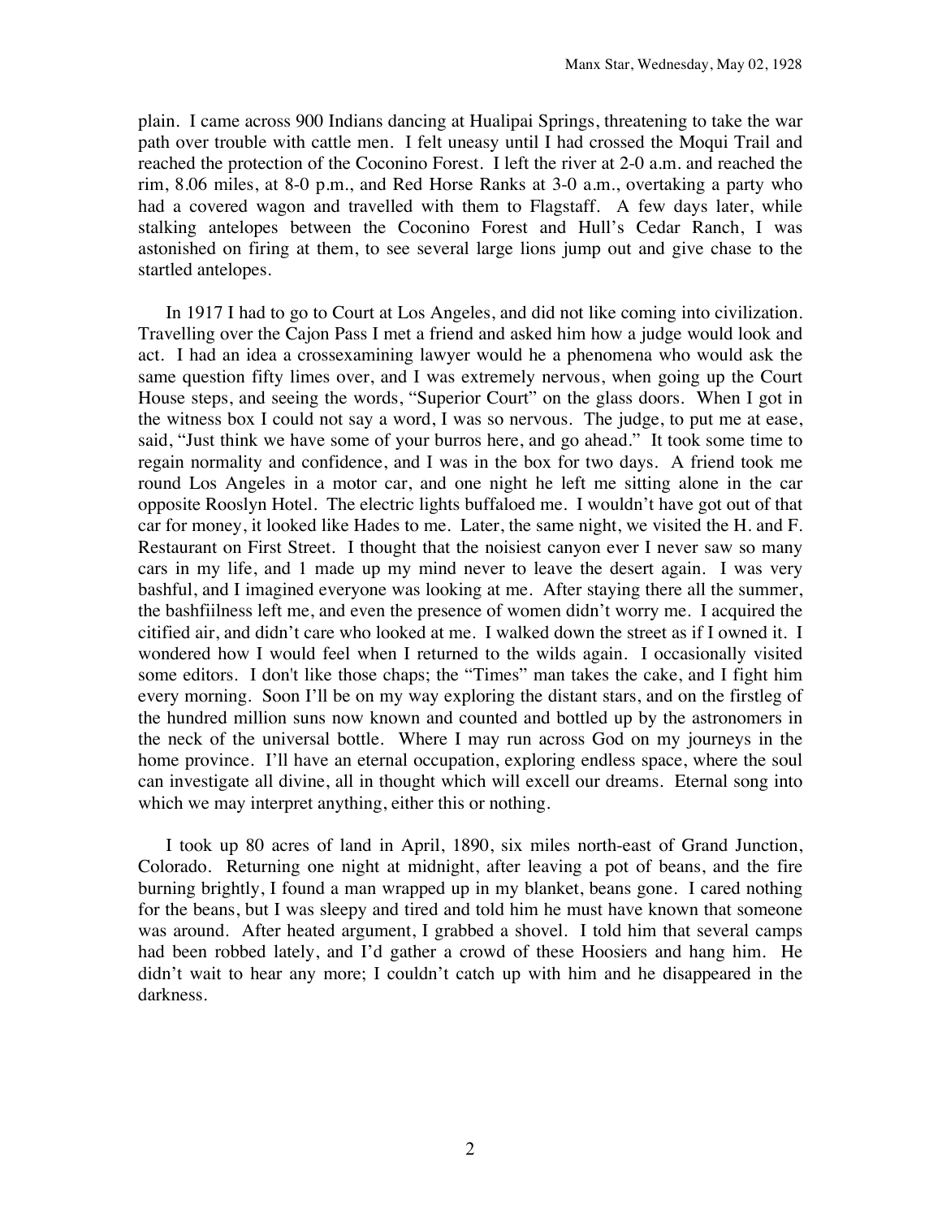plain. I came across 900 Indians dancing at Hualipai Springs, threatening to take the war path over trouble with cattle men. I felt uneasy until I had crossed the Moqui Trail and reached the protection of the Coconino Forest. I left the river at 2-0 a.m. and reached the rim, 8.06 miles, at 8-0 p.m., and Red Horse Ranks at 3-0 a.m., overtaking a party who had a covered wagon and travelled with them to Flagstaff. A few days later, while stalking antelopes between the Coconino Forest and Hull's Cedar Ranch, I was astonished on firing at them, to see several large lions jump out and give chase to the startled antelopes.

In 1917 I had to go to Court at Los Angeles, and did not like coming into civilization. Travelling over the Cajon Pass I met a friend and asked him how a judge would look and act. I had an idea a crossexamining lawyer would he a phenomena who would ask the same question fifty limes over, and I was extremely nervous, when going up the Court House steps, and seeing the words, "Superior Court" on the glass doors. When I got in the witness box I could not say a word, I was so nervous. The judge, to put me at ease, said, "Just think we have some of your burros here, and go ahead." It took some time to regain normality and confidence, and I was in the box for two days. A friend took me round Los Angeles in a motor car, and one night he left me sitting alone in the car opposite Rooslyn Hotel. The electric lights buffaloed me. I wouldn't have got out of that car for money, it looked like Hades to me. Later, the same night, we visited the H. and F. Restaurant on First Street. I thought that the noisiest canyon ever I never saw so many cars in my life, and 1 made up my mind never to leave the desert again. I was very bashful, and I imagined everyone was looking at me. After staying there all the summer, the bashfiilness left me, and even the presence of women didn't worry me. I acquired the citified air, and didn't care who looked at me. I walked down the street as if I owned it. I wondered how I would feel when I returned to the wilds again. I occasionally visited some editors. I don't like those chaps; the "Times" man takes the cake, and I fight him every morning. Soon I'll be on my way exploring the distant stars, and on the firstleg of the hundred million suns now known and counted and bottled up by the astronomers in the neck of the universal bottle. Where I may run across God on my journeys in the home province. I'll have an eternal occupation, exploring endless space, where the soul can investigate all divine, all in thought which will excell our dreams. Eternal song into which we may interpret anything, either this or nothing.

I took up 80 acres of land in April, 1890, six miles north-east of Grand Junction, Colorado. Returning one night at midnight, after leaving a pot of beans, and the fire burning brightly, I found a man wrapped up in my blanket, beans gone. I cared nothing for the beans, but I was sleepy and tired and told him he must have known that someone was around. After heated argument, I grabbed a shovel. I told him that several camps had been robbed lately, and I'd gather a crowd of these Hoosiers and hang him. He didn't wait to hear any more; I couldn't catch up with him and he disappeared in the darkness.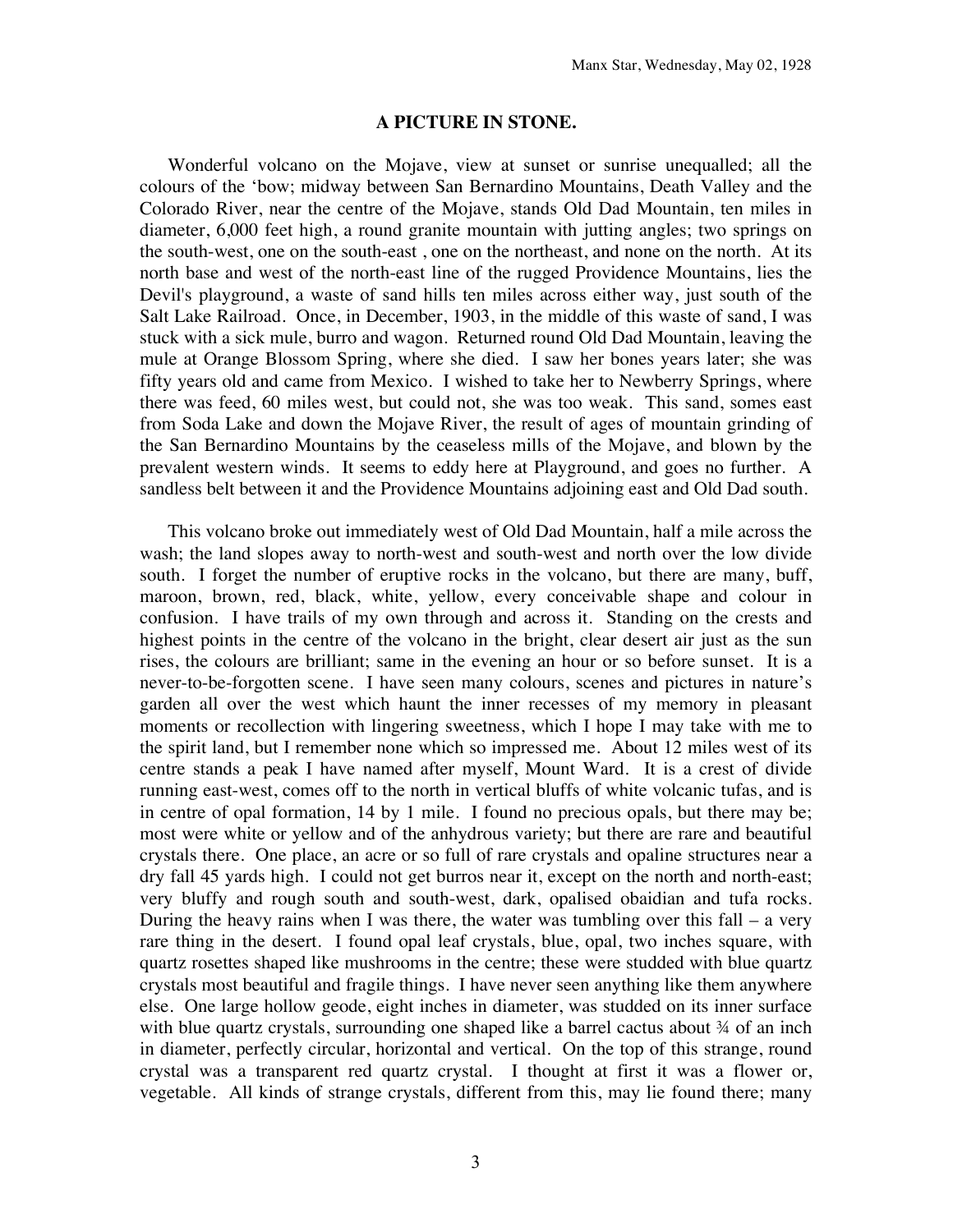## A PICTURE IN STONE.

Wonderful volcano on the Mojave, view at sunset or sunrise unequalled; all the colours of the 'bow; midway between San Bernardino Mountains, Death Valley and the Colorado River, near the centre of the Mojave, stands Old Dad Mountain, ten miles in diameter, 6,000 feet high, a round granite mountain with jutting angles; two springs on the south-west, one on the south-east , one on the northeast, and none on the north. At its north base and west of the north-east line of the rugged Providence Mountains, lies the Devil's playground, a waste of sand hills ten miles across either way, just south of the Salt Lake Railroad. Once, in December, 1903, in the middle of this waste of sand, I was stuck with a sick mule, burro and wagon. Returned round Old Dad Mountain, leaving the mule at Orange Blossom Spring, where she died. I saw her bones years later; she was fifty years old and came from Mexico. I wished to take her to Newberry Springs, where there was feed, 60 miles west, but could not, she was too weak. This sand, somes east from Soda Lake and down the Mojave River, the result of ages of mountain grinding of the San Bernardino Mountains by the ceaseless mills of the Mojave, and blown by the prevalent western winds. It seems to eddy here at Playground, and goes no further. A sandless belt between it and the Providence Mountains adjoining east and Old Dad south.

This volcano broke out immediately west of Old Dad Mountain, half a mile across the wash; the land slopes away to north-west and south-west and north over the low divide south. I forget the number of eruptive rocks in the volcano, but there are many, buff, maroon, brown, red, black, white, yellow, every conceivable shape and colour in confusion. I have trails of my own through and across it. Standing on the crests and highest points in the centre of the volcano in the bright, clear desert air just as the sun rises, the colours are brilliant; same in the evening an hour or so before sunset. It is a never-to-be-forgotten scene. I have seen many colours, scenes and pictures in nature's garden all over the west which haunt the inner recesses of my memory in pleasant moments or recollection with lingering sweetness, which I hope I may take with me to the spirit land, but I remember none which so impressed me. About 12 miles west of its centre stands a peak I have named after myself, Mount Ward. It is a crest of divide running east-west, comes off to the north in vertical bluffs of white volcanic tufas, and is in centre of opal formation, 14 by 1 mile. I found no precious opals, but there may be; most were white or yellow and of the anhydrous variety; but there are rare and beautiful crystals there. One place, an acre or so full of rare crystals and opaline structures near a dry fall 45 yards high. I could not get burros near it, except on the north and north-east; very bluffy and rough south and south-west, dark, opalised obaidian and tufa rocks. During the heavy rains when I was there, the water was tumbling over this fall – a very rare thing in the desert. I found opal leaf crystals, blue, opal, two inches square, with quartz rosettes shaped like mushrooms in the centre; these were studded with blue quartz crystals most beautiful and fragile things. I have never seen anything like them anywhere else. One large hollow geode, eight inches in diameter, was studded on its inner surface with blue quartz crystals, surrounding one shaped like a barrel cactus about ¾ of an inch in diameter, perfectly circular, horizontal and vertical. On the top of this strange, round crystal was a transparent red quartz crystal. I thought at first it was a flower or, vegetable. All kinds of strange crystals, different from this, may lie found there; many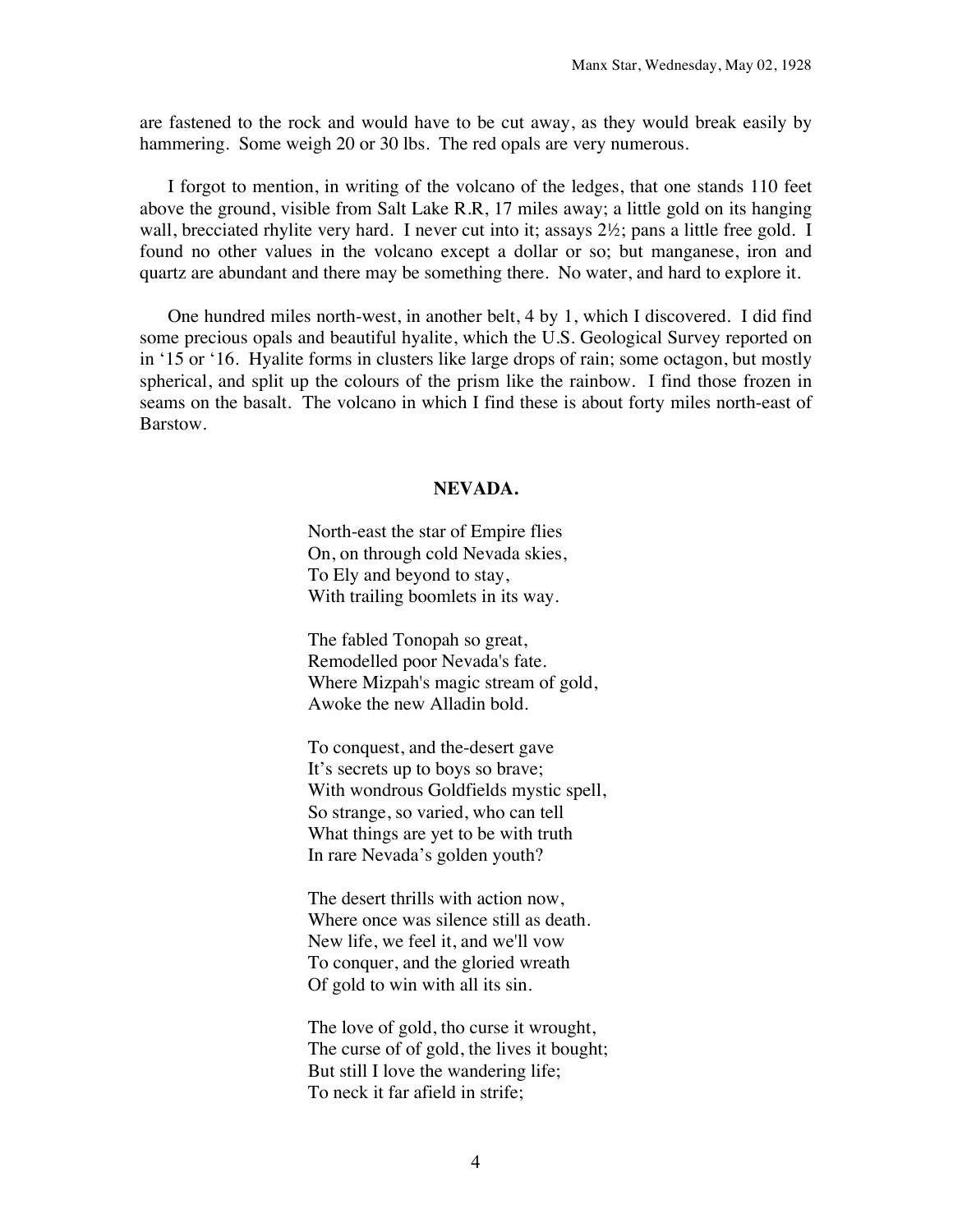are fastened to the rock and would have to be cut away, as they would break easily by hammering. Some weigh 20 or 30 lbs. The red opals are very numerous.

I forgot to mention, in writing of the volcano of the ledges, that one stands 110 feet above the ground, visible from Salt Lake R.R, 17 miles away; a little gold on its hanging wall, brecciated rhylite very hard. I never cut into it; assays 2½; pans a little free gold. I found no other values in the volcano except a dollar or so; but manganese, iron and quartz are abundant and there may be something there. No water, and hard to explore it.

One hundred miles north-west, in another belt, 4 by 1, which I discovered. I did find some precious opals and beautiful hyalite, which the U.S. Geological Survey reported on in '15 or '16. Hyalite forms in clusters like large drops of rain; some octagon, but mostly spherical, and split up the colours of the prism like the rainbow. I find those frozen in seams on the basalt. The volcano in which I find these is about forty miles north-east of Barstow.

## NEVADA.

North-east the star of Empire flies  
On, on through cold Nevada skies,  
To Ely and beyond to stay,  
With trailing boomlets in its way.

The fabled Tonopah so great,  
Remodelled poor Nevada's fate.  
Where Mizpah's magic stream of gold,  
Awoke the new Alladin bold.

To conquest, and the-desert gave  
It's secrets up to boys so brave;  
With wondrous Goldfields mystic spell,  
So strange, so varied, who can tell  
What things are yet to be with truth  
In rare Nevada's golden youth?

The desert thrills with action now,  
Where once was silence still as death.  
New life, we feel it, and we'll vow  
To conquer, and the gloried wreath  
Of gold to win with all its sin.

The love of gold, tho curse it wrought,  
The curse of of gold, the lives it bought;  
But still I love the wandering life;  
To neck it far afield in strife;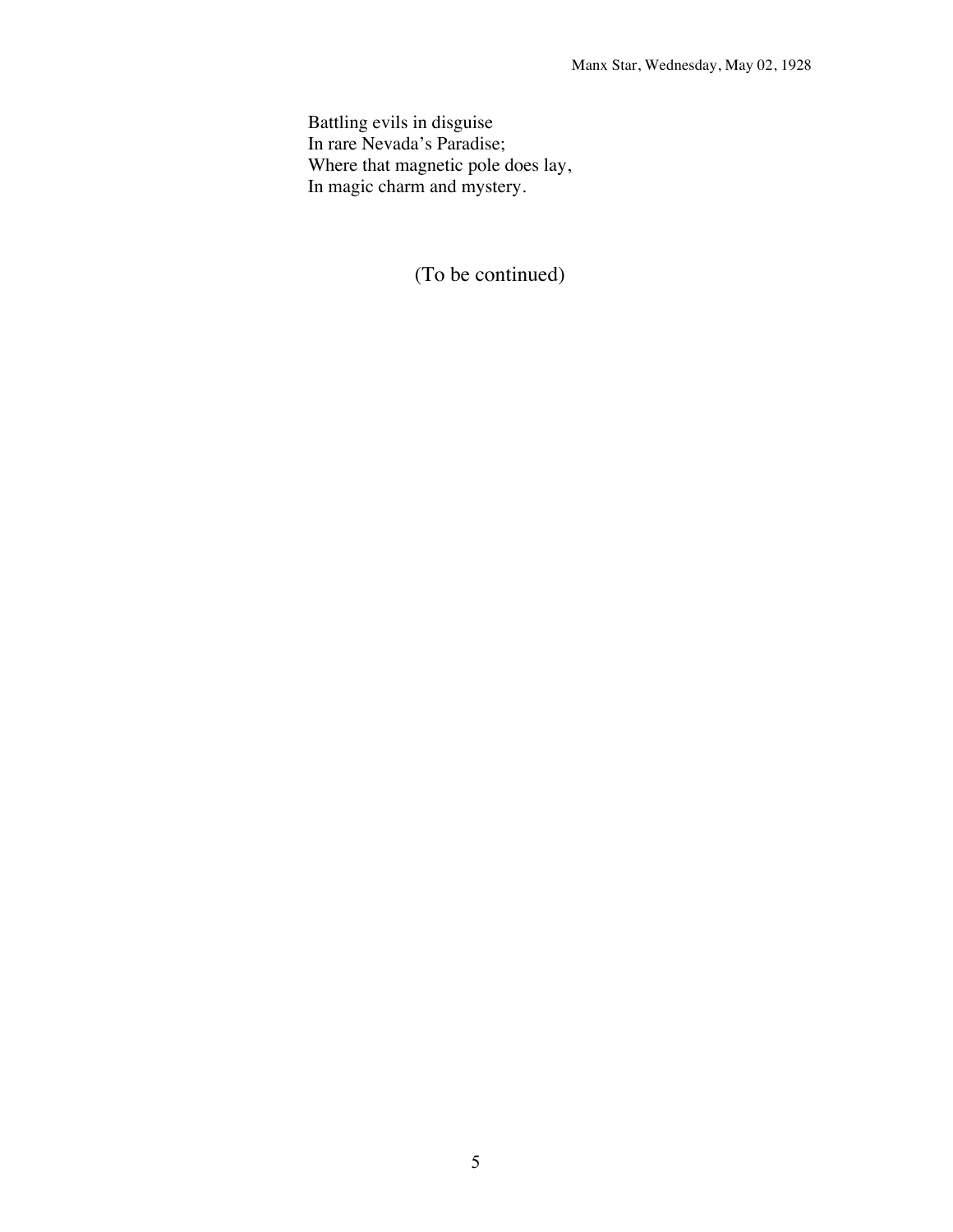Battling evils in disguise  
In rare Nevada's Paradise;  
Where that magnetic pole does lay,  
In magic charm and mystery.

(To be continued)